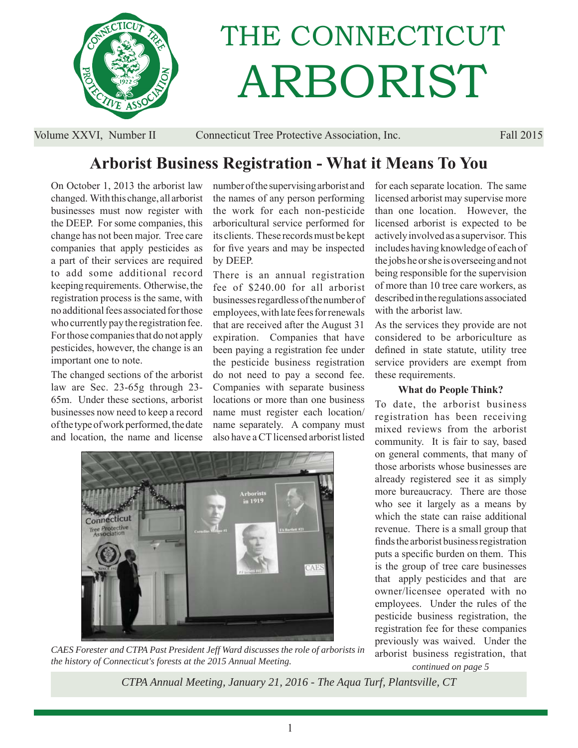# THE CONNECTICUT ARBORIST

Volume XXVI, Number II — Connecticut Tree Protective Association, Inc. — Fall 2015

## Arborist Business Registration - What it Means To You

On October 1, 2013 the arborist law changed. With this change, all arborist businesses must now register with the DEEP. For some companies, this change has not been major. Tree care companies that apply pesticides as a part of their services are required to add some additional record keeping requirements. Otherwise, the registration process is the same, with no additional fees associated for those who currently pay the registration fee. For those companies that do not apply pesticides, however, the change is an important one to note.

The changed sections of the arborist law are Sec. 23-65g through 23-65m. Under these sections, arborist businesses now need to keep a record of the type of work performed, the date and location, the name and license number of the supervising arborist and the names of any person performing the work for each non-pesticide arboricultural service performed for its clients. These records must be kept for five years and may be inspected by DEEP.

There is an annual registration fee of $240.00 for all arborist businesses regardless of the number of employees, with late fees for renewals that are received after the August 31 expiration. Companies that have been paying a registration fee under the pesticide business registration do not need to pay a second fee. Companies with separate business locations or more than one business name must register each location/name separately. A company must also have a CT licensed arborist listed for each separate location. The same licensed arborist may supervise more than one location. However, the licensed arborist is expected to be actively involved as a supervisor. This includes having knowledge of each of the jobs he or she is overseeing and not being responsible for the supervision of more than 10 tree care workers, as described in the regulations associated with the arborist law.

As the services they provide are not considered to be arboriculture as defined in state statute, utility tree service providers are exempt from these requirements.

**What do People Think?**

To date, the arborist business registration has been receiving mixed reviews from the arborist community. It is fair to say, based on general comments, that many of those arborists whose businesses are already registered see it as simply more bureaucracy. There are those who see it largely as a means by which the state can raise additional revenue. There is a small group that finds the arborist business registration puts a specific burden on them. This is the group of tree care businesses that apply pesticides and that are owner/licensee operated with no employees. Under the rules of the pesticide business registration, the registration fee for these companies previously was waived. Under the arborist business registration, that

*continued on page 5*

*CAES Forester and CTPA Past President Jeff Ward discusses the role of arborists in the history of Connecticut's forests at the 2015 Annual Meeting.*

*CTPA Annual Meeting, January 21, 2016 - The Aqua Turf, Plantsville, CT*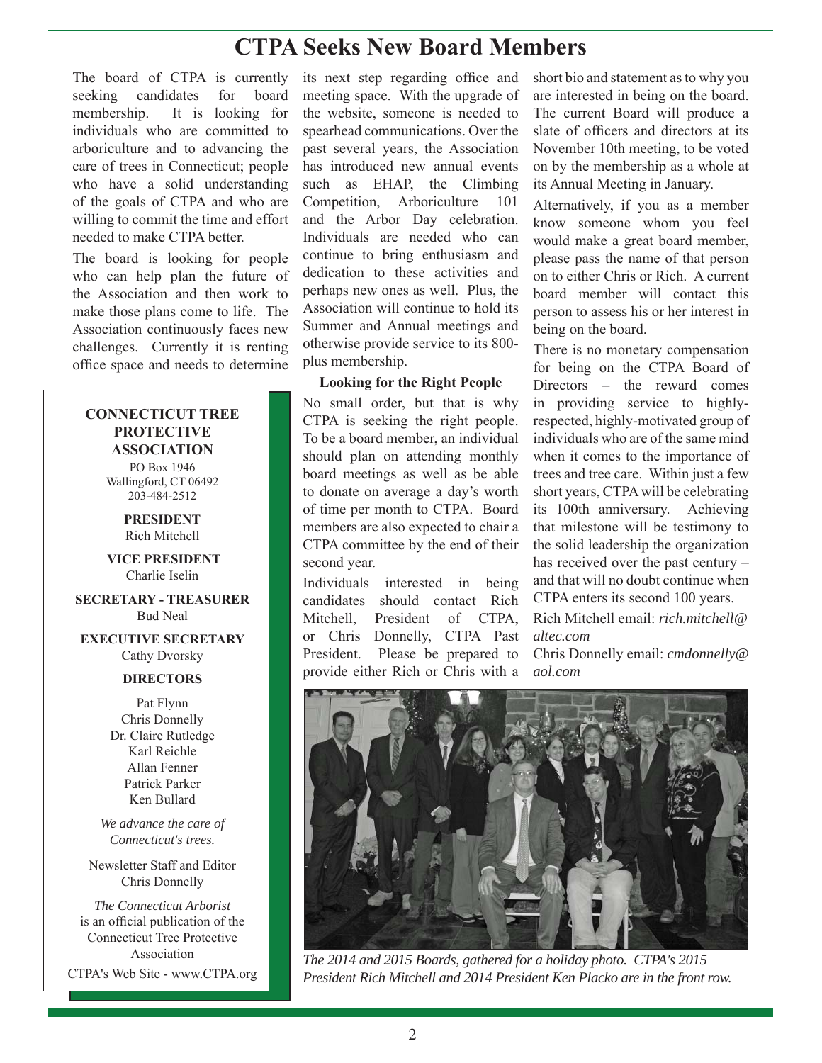# CTPA Seeks New Board Members

The board of CTPA is currently seeking candidates for board membership. It is looking for individuals who are committed to arboriculture and to advancing the care of trees in Connecticut; people who have a solid understanding of the goals of CTPA and who are willing to commit the time and effort needed to make CTPA better.

The board is looking for people who can help plan the future of the Association and then work to make those plans come to life. The Association continuously faces new challenges. Currently it is renting office space and needs to determine its next step regarding office and meeting space. With the upgrade of the website, someone is needed to spearhead communications. Over the past several years, the Association has introduced new annual events such as EHAP, the Climbing Competition, Arboriculture 101 and the Arbor Day celebration. Individuals are needed who can continue to bring enthusiasm and dedication to these activities and perhaps new ones as well. Plus, the Association will continue to hold its Summer and Annual meetings and otherwise provide service to its 800-plus membership.

**Looking for the Right People**

No small order, but that is why CTPA is seeking the right people. To be a board member, an individual should plan on attending monthly board meetings as well as be able to donate on average a day's worth of time per month to CTPA. Board members are also expected to chair a CTPA committee by the end of their second year.

Individuals interested in being candidates should contact Rich Mitchell, President of CTPA, or Chris Donnelly, CTPA Past President. Please be prepared to provide either Rich or Chris with a short bio and statement as to why you are interested in being on the board. The current Board will produce a slate of officers and directors at its November 10th meeting, to be voted on by the membership as a whole at its Annual Meeting in January.

Alternatively, if you as a member know someone whom you feel would make a great board member, please pass the name of that person on to either Chris or Rich. A current board member will contact this person to assess his or her interest in being on the board.

There is no monetary compensation for being on the CTPA Board of Directors – the reward comes in providing service to highly-respected, highly-motivated group of individuals who are of the same mind when it comes to the importance of trees and tree care. Within just a few short years, CTPA will be celebrating its 100th anniversary. Achieving that milestone will be testimony to the solid leadership the organization has received over the past century – and that will no doubt continue when CTPA enters its second 100 years.

Rich Mitchell email: *rich.mitchell@altec.com*

Chris Donnelly email: *cmdonnelly@aol.com*

*The 2014 and 2015 Boards, gathered for a holiday photo. CTPA's 2015 President Rich Mitchell and 2014 President Ken Placko are in the front row.*

---

**CONNECTICUT TREE PROTECTIVE ASSOCIATION**

PO Box 1946
Wallingford, CT 06492
203-484-2512

**PRESIDENT**
Rich Mitchell

**VICE PRESIDENT**
Charlie Iselin

**SECRETARY - TREASURER**
Bud Neal

**EXECUTIVE SECRETARY**
Cathy Dvorsky

**DIRECTORS**

Pat Flynn
Chris Donnelly
Dr. Claire Rutledge
Karl Reichle
Allan Fenner
Patrick Parker
Ken Bullard

*We advance the care of Connecticut's trees.*

Newsletter Staff and Editor
Chris Donnelly

*The Connecticut Arborist* is an official publication of the Connecticut Tree Protective Association

CTPA's Web Site - www.CTPA.org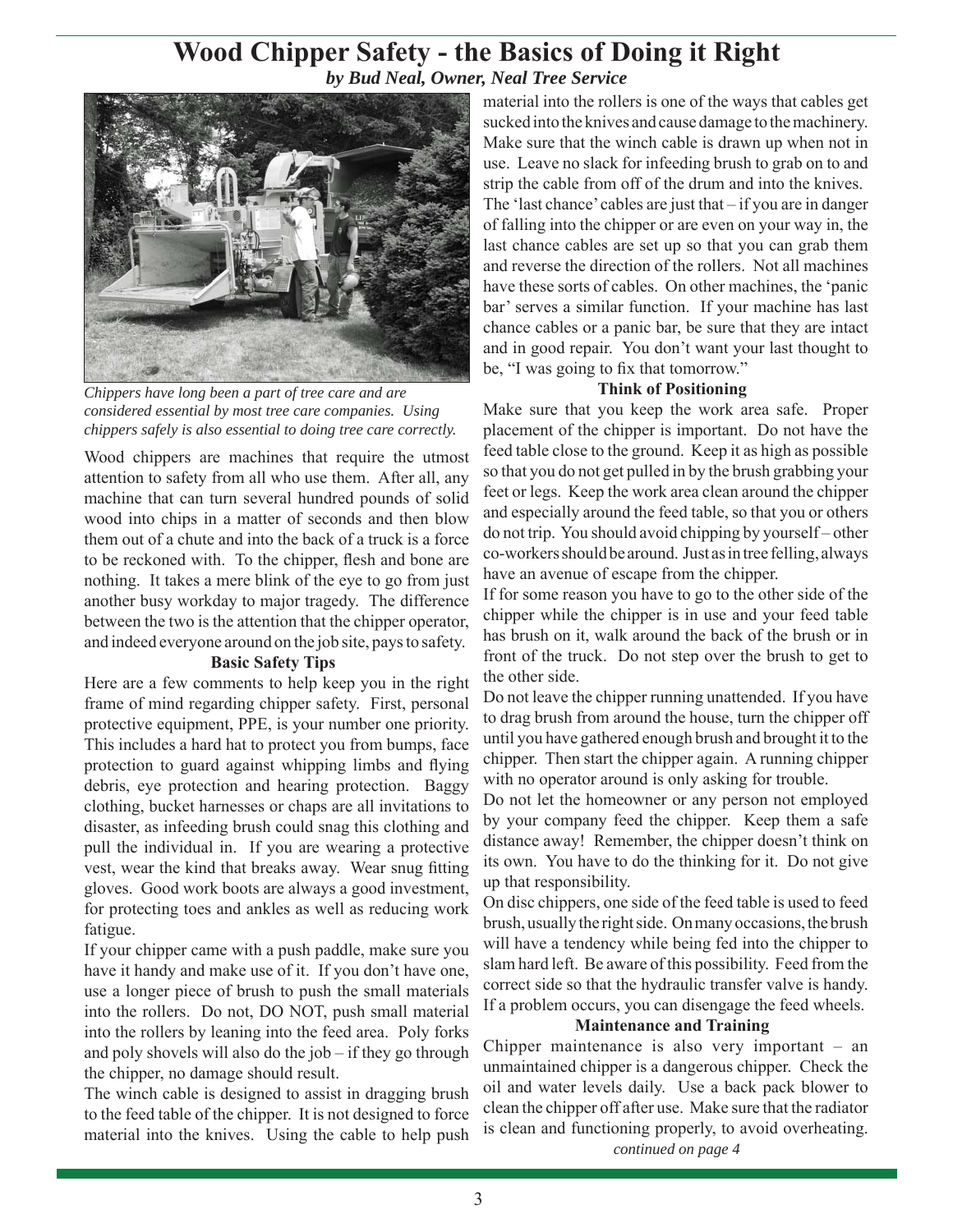# Wood Chipper Safety - the Basics of Doing it Right

***by Bud Neal, Owner, Neal Tree Service***

*Chippers have long been a part of tree care and are considered essential by most tree care companies. Using chippers safely is also essential to doing tree care correctly.*

Wood chippers are machines that require the utmost attention to safety from all who use them. After all, any machine that can turn several hundred pounds of solid wood into chips in a matter of seconds and then blow them out of a chute and into the back of a truck is a force to be reckoned with. To the chipper, flesh and bone are nothing. It takes a mere blink of the eye to go from just another busy workday to major tragedy. The difference between the two is the attention that the chipper operator, and indeed everyone around on the job site, pays to safety.

### Basic Safety Tips

Here are a few comments to help keep you in the right frame of mind regarding chipper safety. First, personal protective equipment, PPE, is your number one priority. This includes a hard hat to protect you from bumps, face protection to guard against whipping limbs and flying debris, eye protection and hearing protection. Baggy clothing, bucket harnesses or chaps are all invitations to disaster, as infeeding brush could snag this clothing and pull the individual in. If you are wearing a protective vest, wear the kind that breaks away. Wear snug fitting gloves. Good work boots are always a good investment, for protecting toes and ankles as well as reducing work fatigue.

If your chipper came with a push paddle, make sure you have it handy and make use of it. If you don't have one, use a longer piece of brush to push the small materials into the rollers. Do not, DO NOT, push small material into the rollers by leaning into the feed area. Poly forks and poly shovels will also do the job – if they go through the chipper, no damage should result.

The winch cable is designed to assist in dragging brush to the feed table of the chipper. It is not designed to force material into the knives. Using the cable to help push material into the rollers is one of the ways that cables get sucked into the knives and cause damage to the machinery. Make sure that the winch cable is drawn up when not in use. Leave no slack for infeeding brush to grab on to and strip the cable from off of the drum and into the knives.

The 'last chance' cables are just that – if you are in danger of falling into the chipper or are even on your way in, the last chance cables are set up so that you can grab them and reverse the direction of the rollers. Not all machines have these sorts of cables. On other machines, the 'panic bar' serves a similar function. If your machine has last chance cables or a panic bar, be sure that they are intact and in good repair. You don't want your last thought to be, "I was going to fix that tomorrow."

### Think of Positioning

Make sure that you keep the work area safe. Proper placement of the chipper is important. Do not have the feed table close to the ground. Keep it as high as possible so that you do not get pulled in by the brush grabbing your feet or legs. Keep the work area clean around the chipper and especially around the feed table, so that you or others do not trip. You should avoid chipping by yourself – other co-workers should be around. Just as in tree felling, always have an avenue of escape from the chipper.

If for some reason you have to go to the other side of the chipper while the chipper is in use and your feed table has brush on it, walk around the back of the brush or in front of the truck. Do not step over the brush to get to the other side.

Do not leave the chipper running unattended. If you have to drag brush from around the house, turn the chipper off until you have gathered enough brush and brought it to the chipper. Then start the chipper again. A running chipper with no operator around is only asking for trouble.

Do not let the homeowner or any person not employed by your company feed the chipper. Keep them a safe distance away! Remember, the chipper doesn't think on its own. You have to do the thinking for it. Do not give up that responsibility.

On disc chippers, one side of the feed table is used to feed brush, usually the right side. On many occasions, the brush will have a tendency while being fed into the chipper to slam hard left. Be aware of this possibility. Feed from the correct side so that the hydraulic transfer valve is handy. If a problem occurs, you can disengage the feed wheels.

### Maintenance and Training

Chipper maintenance is also very important – an unmaintained chipper is a dangerous chipper. Check the oil and water levels daily. Use a back pack blower to clean the chipper off after use. Make sure that the radiator is clean and functioning properly, to avoid overheating.

*continued on page 4*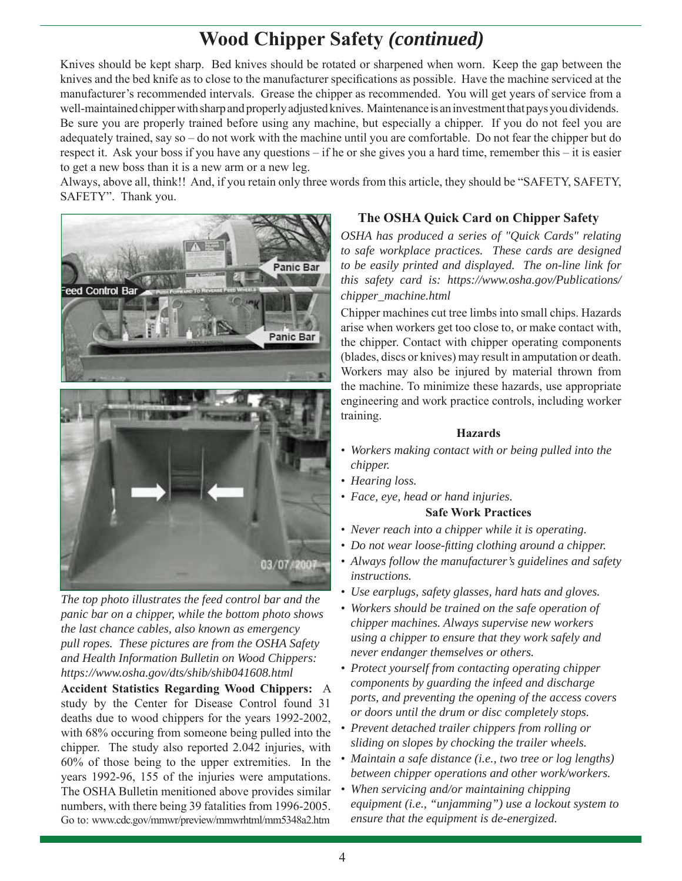# Wood Chipper Safety *(continued)*

Knives should be kept sharp. Bed knives should be rotated or sharpened when worn. Keep the gap between the knives and the bed knife as to close to the manufacturer specifications as possible. Have the machine serviced at the manufacturer's recommended intervals. Grease the chipper as recommended. You will get years of service from a well-maintained chipper with sharp and properly adjusted knives. Maintenance is an investment that pays you dividends. Be sure you are properly trained before using any machine, but especially a chipper. If you do not feel you are adequately trained, say so – do not work with the machine until you are comfortable. Do not fear the chipper but do respect it. Ask your boss if you have any questions – if he or she gives you a hard time, remember this – it is easier to get a new boss than it is a new arm or a new leg.

Always, above all, think!! And, if you retain only three words from this article, they should be "SAFETY, SAFETY, SAFETY". Thank you.

*The top photo illustrates the feed control bar and the panic bar on a chipper, while the bottom photo shows the last chance cables, also known as emergency pull ropes. These pictures are from the OSHA Safety and Health Information Bulletin on Wood Chippers: https://www.osha.gov/dts/shib/shib041608.html*

**Accident Statistics Regarding Wood Chippers:** A study by the Center for Disease Control found 31 deaths due to wood chippers for the years 1992-2002, with 68% occuring from someone being pulled into the chipper. The study also reported 2.042 injuries, with 60% of those being to the upper extremities. In the years 1992-96, 155 of the injuries were amputations. The OSHA Bulletin menitioned above provides similar numbers, with there being 39 fatalities from 1996-2005. Go to: www.cdc.gov/mmwr/preview/mmwrhtml/mm5348a2.htm

### The OSHA Quick Card on Chipper Safety

*OSHA has produced a series of "Quick Cards" relating to safe workplace practices. These cards are designed to be easily printed and displayed. The on-line link for this safety card is: https://www.osha.gov/Publications/chipper_machine.html*

Chipper machines cut tree limbs into small chips. Hazards arise when workers get too close to, or make contact with, the chipper. Contact with chipper operating components (blades, discs or knives) may result in amputation or death. Workers may also be injured by material thrown from the machine. To minimize these hazards, use appropriate engineering and work practice controls, including worker training.

**Hazards**

- *Workers making contact with or being pulled into the chipper.*
- *Hearing loss.*
- *Face, eye, head or hand injuries.*

**Safe Work Practices**

- *Never reach into a chipper while it is operating.*
- *Do not wear loose-fitting clothing around a chipper.*
- *Always follow the manufacturer's guidelines and safety instructions.*
- *Use earplugs, safety glasses, hard hats and gloves.*
- *Workers should be trained on the safe operation of chipper machines. Always supervise new workers using a chipper to ensure that they work safely and never endanger themselves or others.*
- *Protect yourself from contacting operating chipper components by guarding the infeed and discharge ports, and preventing the opening of the access covers or doors until the drum or disc completely stops.*
- *Prevent detached trailer chippers from rolling or sliding on slopes by chocking the trailer wheels.*
- *Maintain a safe distance (i.e., two tree or log lengths) between chipper operations and other work/workers.*
- *When servicing and/or maintaining chipping equipment (i.e., "unjamming") use a lockout system to ensure that the equipment is de-energized.*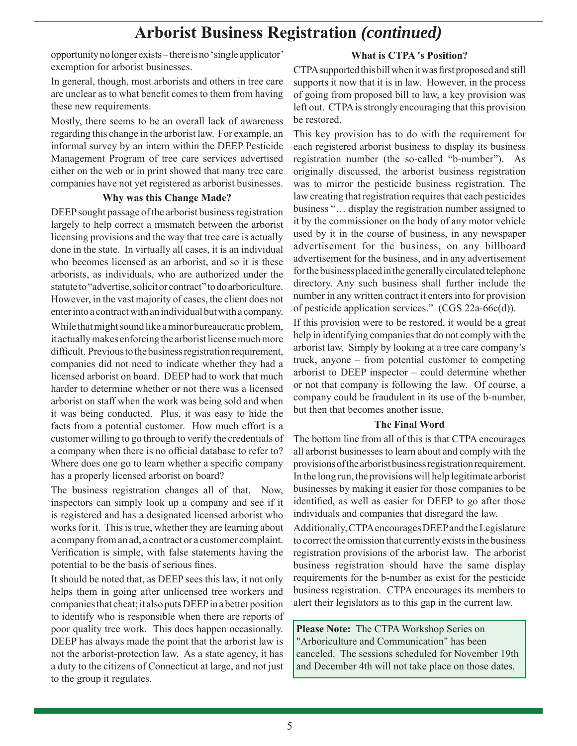# Arborist Business Registration *(continued)*

opportunity no longer exists – there is no 'single applicator' exemption for arborist businesses.

In general, though, most arborists and others in tree care are unclear as to what benefit comes to them from having these new requirements.

Mostly, there seems to be an overall lack of awareness regarding this change in the arborist law. For example, an informal survey by an intern within the DEEP Pesticide Management Program of tree care services advertised either on the web or in print showed that many tree care companies have not yet registered as arborist businesses.

### Why was this Change Made?

DEEP sought passage of the arborist business registration largely to help correct a mismatch between the arborist licensing provisions and the way that tree care is actually done in the state. In virtually all cases, it is an individual who becomes licensed as an arborist, and so it is these arborists, as individuals, who are authorized under the statute to "advertise, solicit or contract" to do arboriculture. However, in the vast majority of cases, the client does not enter into a contract with an individual but with a company.

While that might sound like a minor bureaucratic problem, it actually makes enforcing the arborist license much more difficult. Previous to the business registration requirement, companies did not need to indicate whether they had a licensed arborist on board. DEEP had to work that much harder to determine whether or not there was a licensed arborist on staff when the work was being sold and when it was being conducted. Plus, it was easy to hide the facts from a potential customer. How much effort is a customer willing to go through to verify the credentials of a company when there is no official database to refer to? Where does one go to learn whether a specific company has a properly licensed arborist on board?

The business registration changes all of that. Now, inspectors can simply look up a company and see if it is registered and has a designated licensed arborist who works for it. This is true, whether they are learning about a company from an ad, a contract or a customer complaint. Verification is simple, with false statements having the potential to be the basis of serious fines.

It should be noted that, as DEEP sees this law, it not only helps them in going after unlicensed tree workers and companies that cheat; it also puts DEEP in a better position to identify who is responsible when there are reports of poor quality tree work. This does happen occasionally. DEEP has always made the point that the arborist law is not the arborist-protection law. As a state agency, it has a duty to the citizens of Connecticut at large, and not just to the group it regulates.

### What is CTPA 's Position?

CTPA supported this bill when it was first proposed and still supports it now that it is in law. However, in the process of going from proposed bill to law, a key provision was left out. CTPA is strongly encouraging that this provision be restored.

This key provision has to do with the requirement for each registered arborist business to display its business registration number (the so-called "b-number"). As originally discussed, the arborist business registration was to mirror the pesticide business registration. The law creating that registration requires that each pesticides business "… display the registration number assigned to it by the commissioner on the body of any motor vehicle used by it in the course of business, in any newspaper advertisement for the business, on any billboard advertisement for the business, and in any advertisement for the business placed in the generally circulated telephone directory. Any such business shall further include the number in any written contract it enters into for provision of pesticide application services." (CGS 22a-66c(d)).

If this provision were to be restored, it would be a great help in identifying companies that do not comply with the arborist law. Simply by looking at a tree care company's truck, anyone – from potential customer to competing arborist to DEEP inspector – could determine whether or not that company is following the law. Of course, a company could be fraudulent in its use of the b-number, but then that becomes another issue.

### The Final Word

The bottom line from all of this is that CTPA encourages all arborist businesses to learn about and comply with the provisions of the arborist business registration requirement. In the long run, the provisions will help legitimate arborist businesses by making it easier for those companies to be identified, as well as easier for DEEP to go after those individuals and companies that disregard the law.

Additionally, CTPA encourages DEEP and the Legislature to correct the omission that currently exists in the business registration provisions of the arborist law. The arborist business registration should have the same display requirements for the b-number as exist for the pesticide business registration. CTPA encourages its members to alert their legislators as to this gap in the current law.

**Please Note:** The CTPA Workshop Series on "Arboriculture and Communication" has been canceled. The sessions scheduled for November 19th and December 4th will not take place on those dates.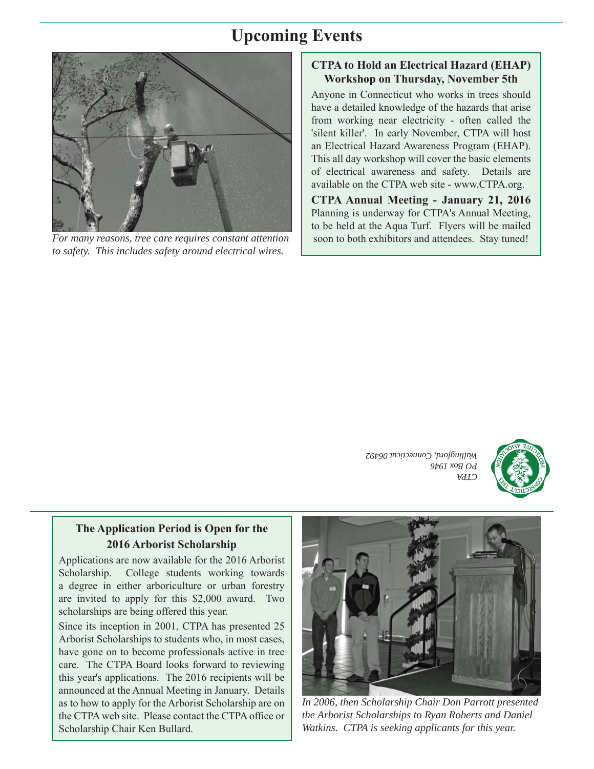# Upcoming Events

*For many reasons, tree care requires constant attention to safety. This includes safety around electrical wires.*

**CTPA to Hold an Electrical Hazard (EHAP) Workshop on Thursday, November 5th**

Anyone in Connecticut who works in trees should have a detailed knowledge of the hazards that arise from working near electricity - often called the 'silent killer'. In early November, CTPA will host an Electrical Hazard Awareness Program (EHAP). This all day workshop will cover the basic elements of electrical awareness and safety. Details are available on the CTPA web site - www.CTPA.org.

**CTPA Annual Meeting - January 21, 2016**

Planning is underway for CTPA's Annual Meeting, to be held at the Aqua Turf. Flyers will be mailed soon to both exhibitors and attendees. Stay tuned!

*CTPA*
*PO Box 1946*
*Wallingford, Connecticut 06492*

**The Application Period is Open for the 2016 Arborist Scholarship**

Applications are now available for the 2016 Arborist Scholarship. College students working towards a degree in either arboriculture or urban forestry are invited to apply for this $2,000 award. Two scholarships are being offered this year.

Since its inception in 2001, CTPA has presented 25 Arborist Scholarships to students who, in most cases, have gone on to become professionals active in tree care. The CTPA Board looks forward to reviewing this year's applications. The 2016 recipients will be announced at the Annual Meeting in January. Details as to how to apply for the Arborist Scholarship are on the CTPA web site. Please contact the CTPA office or Scholarship Chair Ken Bullard.

*In 2006, then Scholarship Chair Don Parrott presented the Arborist Scholarships to Ryan Roberts and Daniel Watkins. CTPA is seeking applicants for this year.*